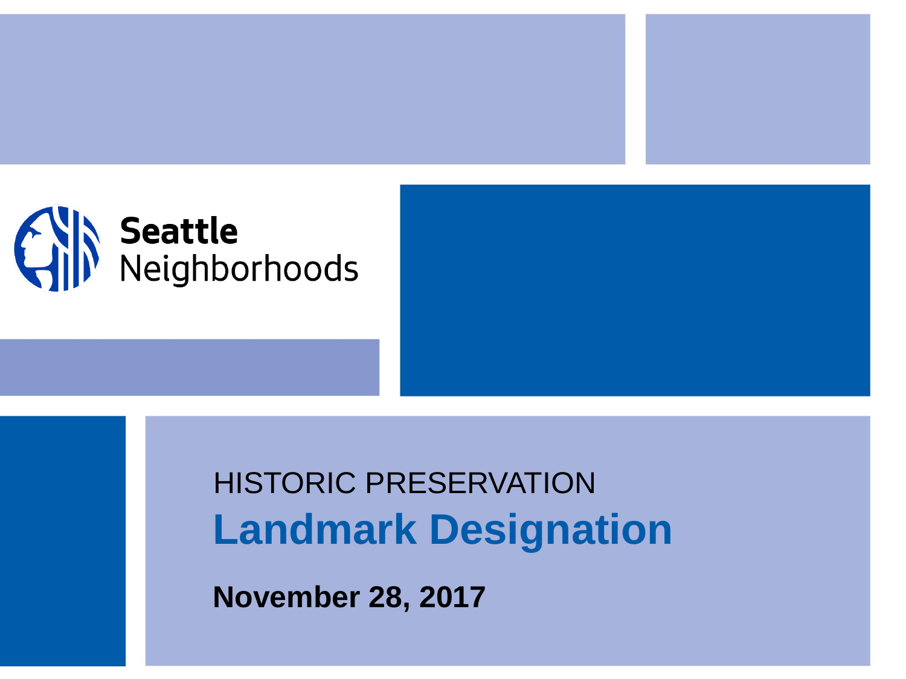Seattle Neighborhoods

HISTORIC PRESERVATION

# Landmark Designation

**November 28, 2017**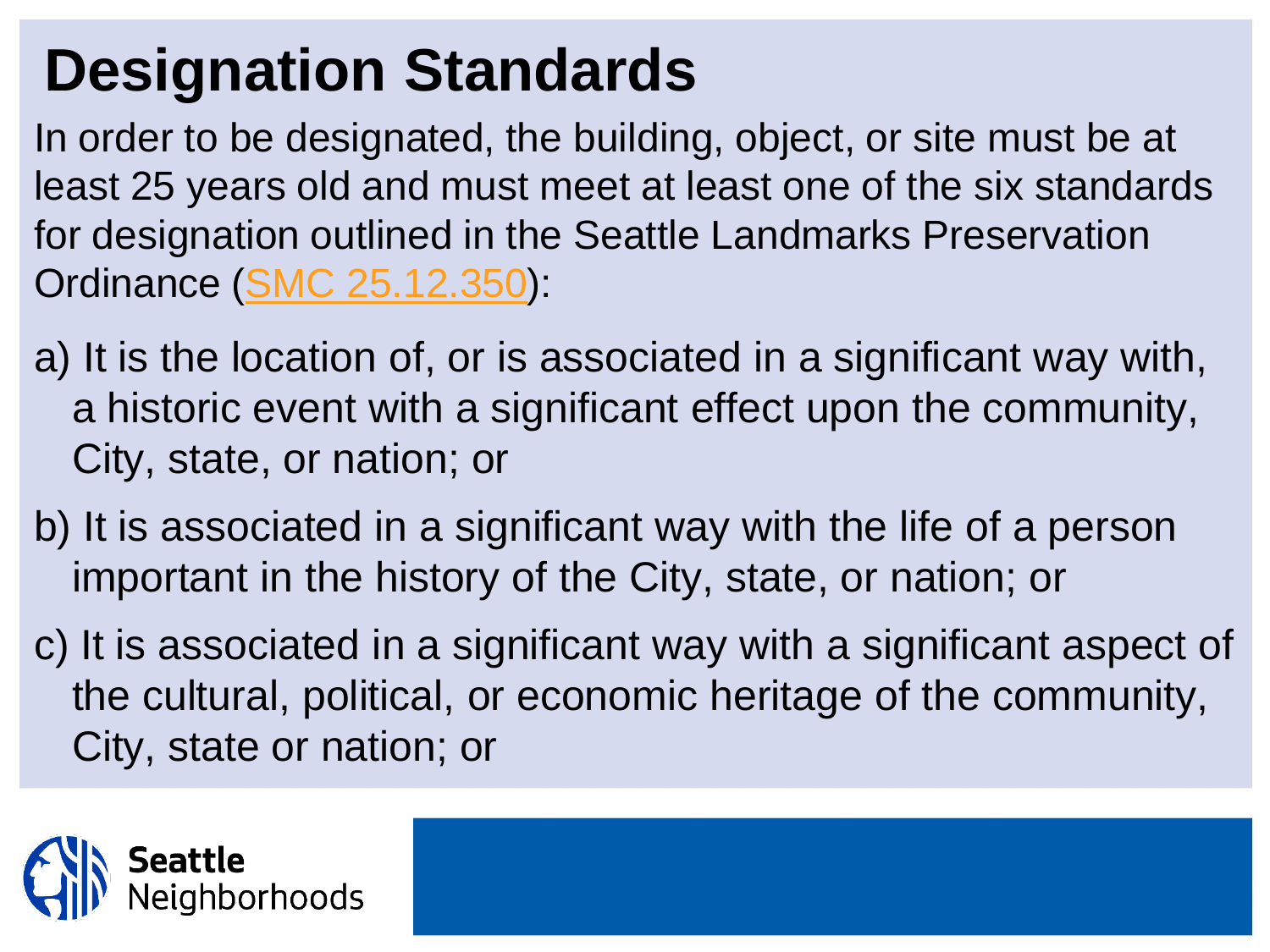# Designation Standards

In order to be designated, the building, object, or site must be at least 25 years old and must meet at least one of the six standards for designation outlined in the Seattle Landmarks Preservation Ordinance (SMC 25.12.350):

a) It is the location of, or is associated in a significant way with, a historic event with a significant effect upon the community, City, state, or nation; or

b) It is associated in a significant way with the life of a person important in the history of the City, state, or nation; or

c) It is associated in a significant way with a significant aspect of the cultural, political, or economic heritage of the community, City, state or nation; or

Seattle Neighborhoods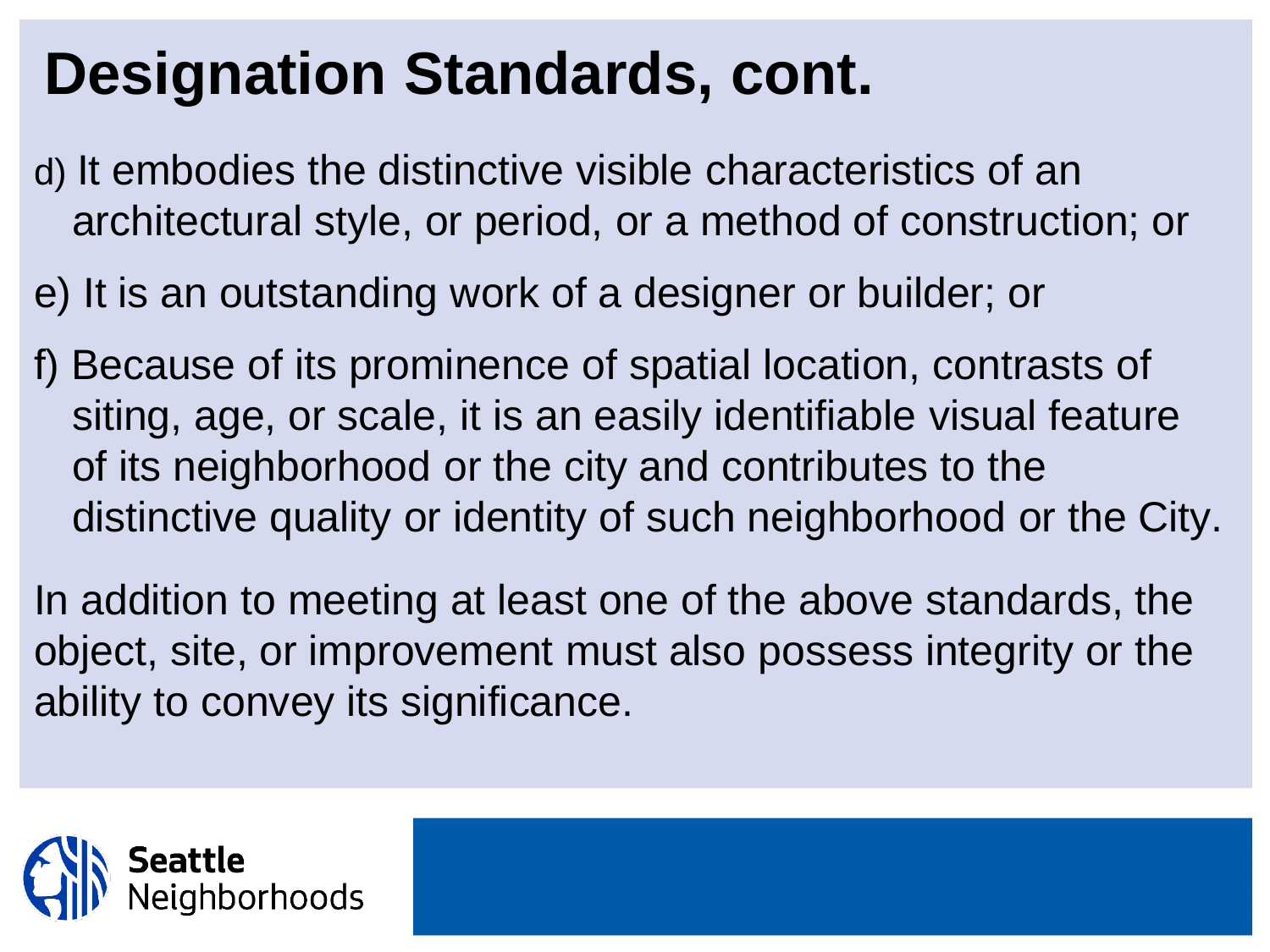# Designation Standards, cont.

d) It embodies the distinctive visible characteristics of an architectural style, or period, or a method of construction; or

e) It is an outstanding work of a designer or builder; or

f) Because of its prominence of spatial location, contrasts of siting, age, or scale, it is an easily identifiable visual feature of its neighborhood or the city and contributes to the distinctive quality or identity of such neighborhood or the City.

In addition to meeting at least one of the above standards, the object, site, or improvement must also possess integrity or the ability to convey its significance.

Seattle Neighborhoods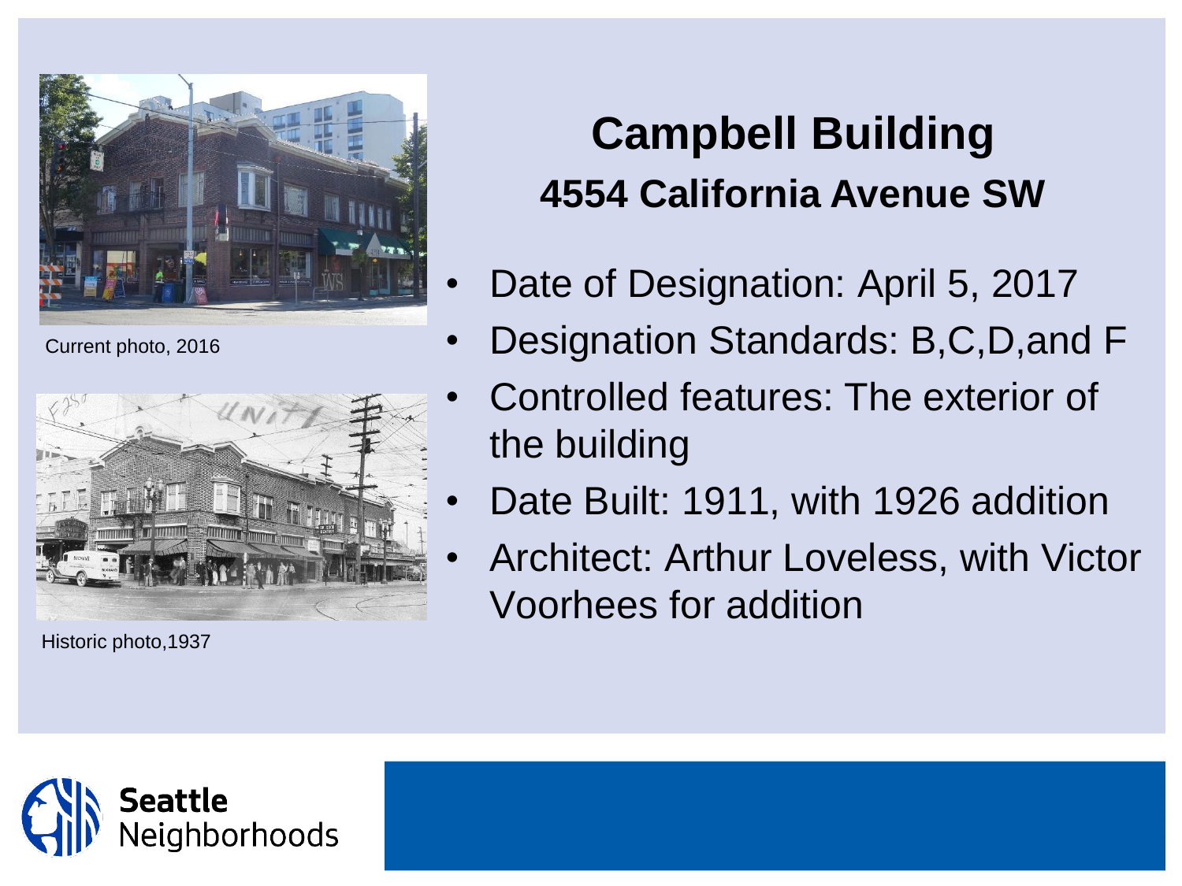Current photo, 2016

Historic photo,1937

# Campbell Building

## 4554 California Avenue SW

- Date of Designation: April 5, 2017
- Designation Standards: B,C,D,and F
- Controlled features: The exterior of the building
- Date Built: 1911, with 1926 addition
- Architect: Arthur Loveless, with Victor Voorhees for addition

Seattle Neighborhoods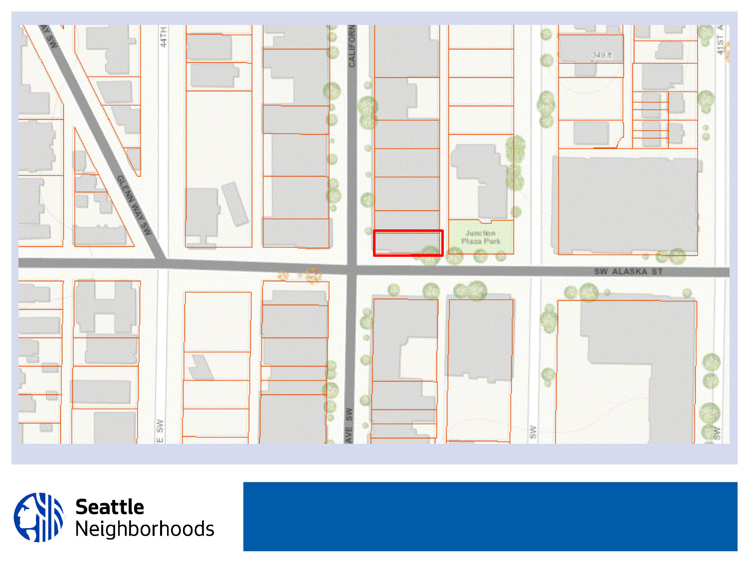349 ft

44TH

CALIFORN

41ST A

GLENN WAY SW

AY SW

Junction Plaza Park

SW ALASKA ST

E SW

AVE SW

SW

SW

Seattle Neighborhoods